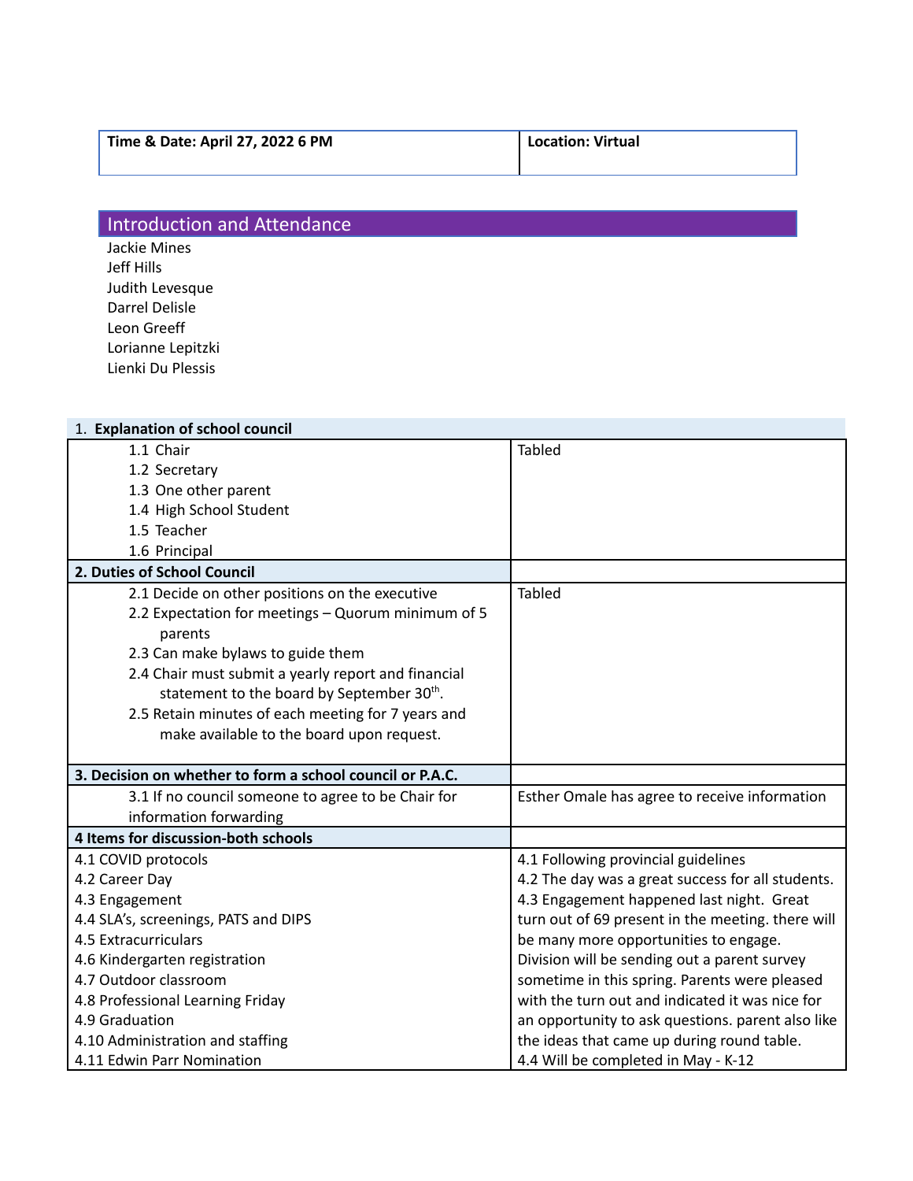| Time & Date: April 27, 2022 6 PM | Location: Virtual |
|---|---|

## Introduction and Attendance

Jackie Mines
Jeff Hills
Judith Levesque
Darrel Delisle
Leon Greeff
Lorianne Lepitzki
Lienki Du Plessis

| 1. **Explanation of school council** | |
|---|---|
| 1.1 Chair<br>1.2 Secretary<br>1.3 One other parent<br>1.4 High School Student<br>1.5 Teacher<br>1.6 Principal | Tabled |
| **2. Duties of School Council** | |
| 2.1 Decide on other positions on the executive<br>2.2 Expectation for meetings – Quorum minimum of 5 parents<br>2.3 Can make bylaws to guide them<br>2.4 Chair must submit a yearly report and financial statement to the board by September 30th.<br>2.5 Retain minutes of each meeting for 7 years and make available to the board upon request. | Tabled |
| **3. Decision on whether to form a school council or P.A.C.** | |
| 3.1 If no council someone to agree to be Chair for information forwarding | Esther Omale has agree to receive information |
| **4 Items for discussion-both schools** | |
| 4.1 COVID protocols<br>4.2 Career Day<br>4.3 Engagement<br>4.4 SLA's, screenings, PATS and DIPS<br>4.5 Extracurriculars<br>4.6 Kindergarten registration<br>4.7 Outdoor classroom<br>4.8 Professional Learning Friday<br>4.9 Graduation<br>4.10 Administration and staffing<br>4.11 Edwin Parr Nomination | 4.1 Following provincial guidelines<br>4.2 The day was a great success for all students.<br>4.3 Engagement happened last night. Great turn out of 69 present in the meeting. there will be many more opportunities to engage. Division will be sending out a parent survey sometime in this spring. Parents were pleased with the turn out and indicated it was nice for an opportunity to ask questions. parent also like the ideas that came up during round table.<br>4.4 Will be completed in May - K-12 |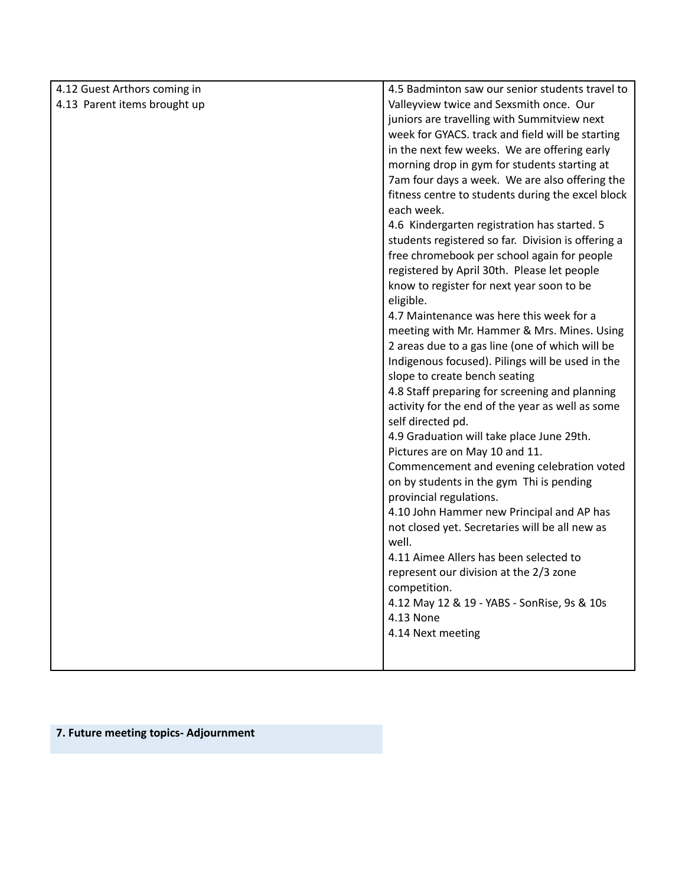| | |
|---|---|
| 4.12 Guest Arthors coming in<br>4.13 Parent items brought up | 4.5 Badminton saw our senior students travel to Valleyview twice and Sexsmith once. Our juniors are travelling with Summitview next week for GYACS. track and field will be starting in the next few weeks. We are offering early morning drop in gym for students starting at 7am four days a week. We are also offering the fitness centre to students during the excel block each week.<br>4.6 Kindergarten registration has started. 5 students registered so far. Division is offering a free chromebook per school again for people registered by April 30th. Please let people know to register for next year soon to be eligible.<br>4.7 Maintenance was here this week for a meeting with Mr. Hammer & Mrs. Mines. Using 2 areas due to a gas line (one of which will be Indigenous focused). Pilings will be used in the slope to create bench seating<br>4.8 Staff preparing for screening and planning activity for the end of the year as well as some self directed pd.<br>4.9 Graduation will take place June 29th. Pictures are on May 10 and 11. Commencement and evening celebration voted on by students in the gym Thi is pending provincial regulations.<br>4.10 John Hammer new Principal and AP has not closed yet. Secretaries will be all new as well.<br>4.11 Aimee Allers has been selected to represent our division at the 2/3 zone competition.<br>4.12 May 12 & 19 - YABS - SonRise, 9s & 10s<br>4.13 None<br>4.14 Next meeting |

**7. Future meeting topics- Adjournment**